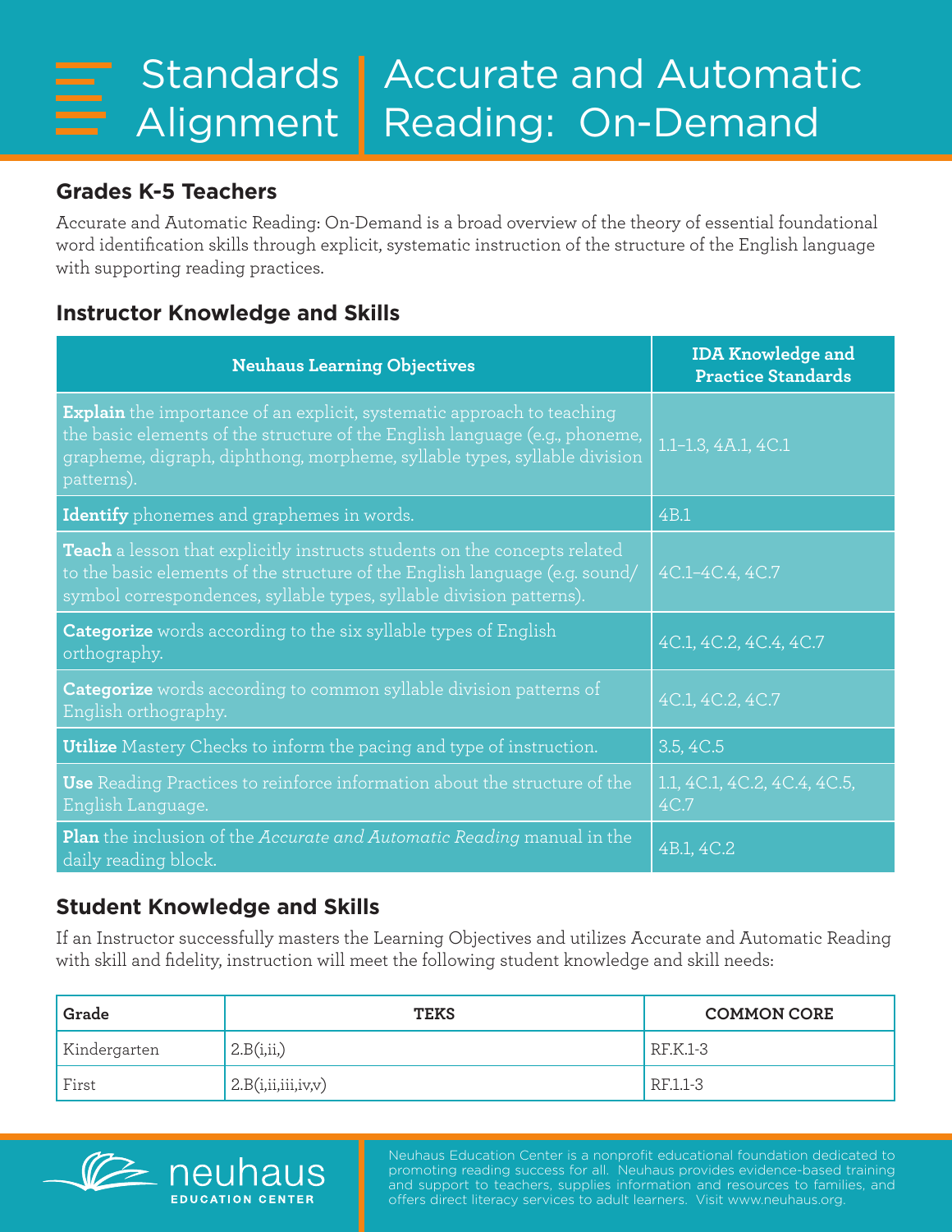# Standards Alignment | Accurate and Automatic Reading: On-Demand

## Grades K-5 Teachers

Accurate and Automatic Reading: On-Demand is a broad overview of the theory of essential foundational word identification skills through explicit, systematic instruction of the structure of the English language with supporting reading practices.

## Instructor Knowledge and Skills

| Neuhaus Learning Objectives | IDA Knowledge and Practice Standards |
| --- | --- |
| **Explain** the importance of an explicit, systematic approach to teaching the basic elements of the structure of the English language (e.g., phoneme, grapheme, digraph, diphthong, morpheme, syllable types, syllable division patterns). | 1.1–1.3, 4A.1, 4C.1 |
| **Identify** phonemes and graphemes in words. | 4B.1 |
| **Teach** a lesson that explicitly instructs students on the concepts related to the basic elements of the structure of the English language (e.g. sound/symbol correspondences, syllable types, syllable division patterns). | 4C.1–4C.4, 4C.7 |
| **Categorize** words according to the six syllable types of English orthography. | 4C.1, 4C.2, 4C.4, 4C.7 |
| **Categorize** words according to common syllable division patterns of English orthography. | 4C.1, 4C.2, 4C.7 |
| **Utilize** Mastery Checks to inform the pacing and type of instruction. | 3.5, 4C.5 |
| **Use** Reading Practices to reinforce information about the structure of the English Language. | 1.1, 4C.1, 4C.2, 4C.4, 4C.5, 4C.7 |
| **Plan** the inclusion of the *Accurate and Automatic Reading* manual in the daily reading block. | 4B.1, 4C.2 |

## Student Knowledge and Skills

If an Instructor successfully masters the Learning Objectives and utilizes Accurate and Automatic Reading with skill and fidelity, instruction will meet the following student knowledge and skill needs:

| Grade | TEKS | COMMON CORE |
| --- | --- | --- |
| Kindergarten | 2.B(i,ii,) | RF.K.1-3 |
| First | 2.B(i,ii,iii,iv,v) | RF.1.1-3 |

neuhaus EDUCATION CENTER

Neuhaus Education Center is a nonprofit educational foundation dedicated to promoting reading success for all. Neuhaus provides evidence-based training and support to teachers, supplies information and resources to families, and offers direct literacy services to adult learners. Visit www.neuhaus.org.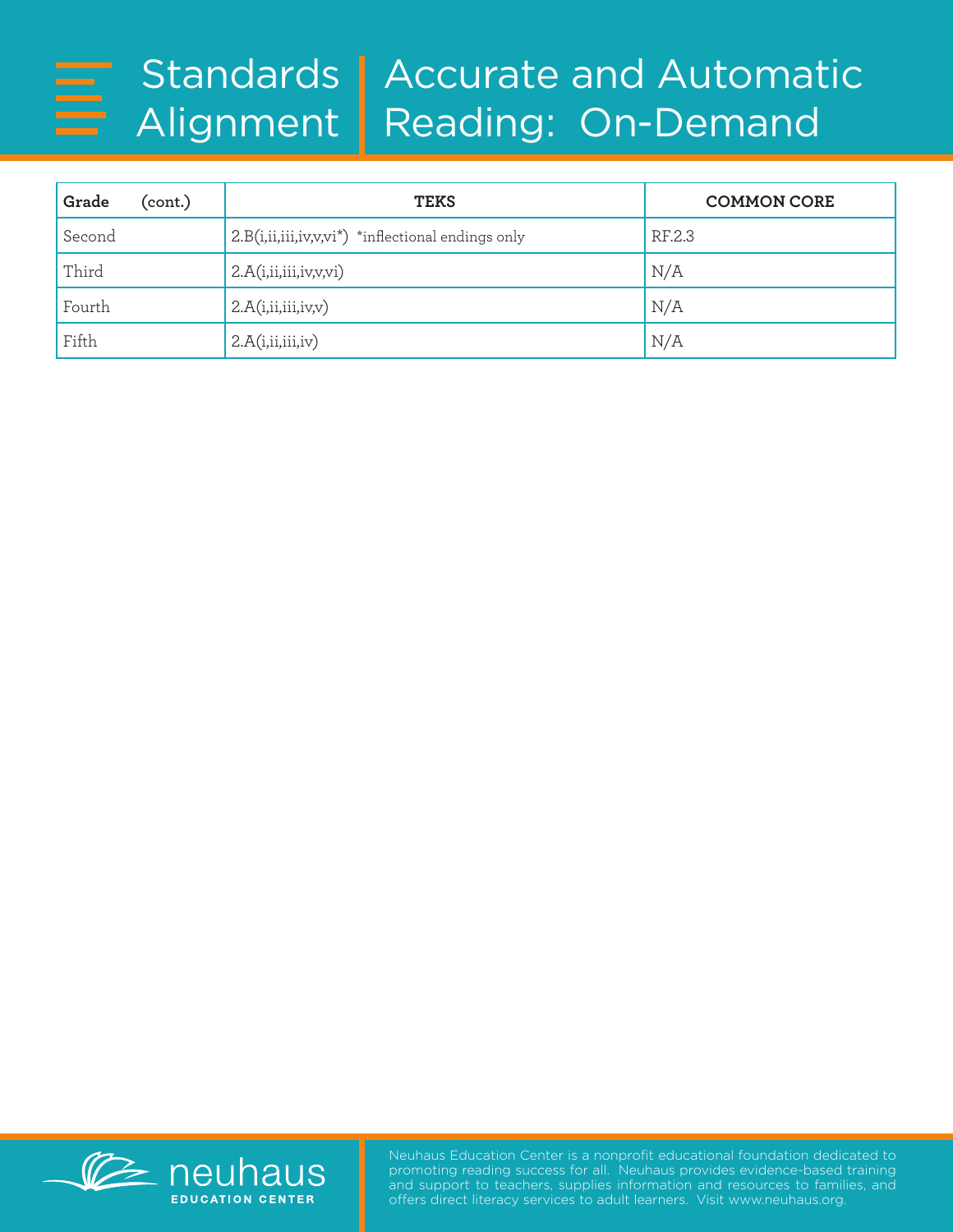# Standards Alignment | Accurate and Automatic Reading: On-Demand

| Grade (cont.) | TEKS | COMMON CORE |
|---|---|---|
| Second | 2.B(i,ii,iii,iv,v,vi*) *inflectional endings only | RF.2.3 |
| Third | 2.A(i,ii,iii,iv,v,vi) | N/A |
| Fourth | 2.A(i,ii,iii,iv,v) | N/A |
| Fifth | 2.A(i,ii,iii,iv) | N/A |

neuhaus EDUCATION CENTER

Neuhaus Education Center is a nonprofit educational foundation dedicated to promoting reading success for all. Neuhaus provides evidence-based training and support to teachers, supplies information and resources to families, and offers direct literacy services to adult learners. Visit www.neuhaus.org.